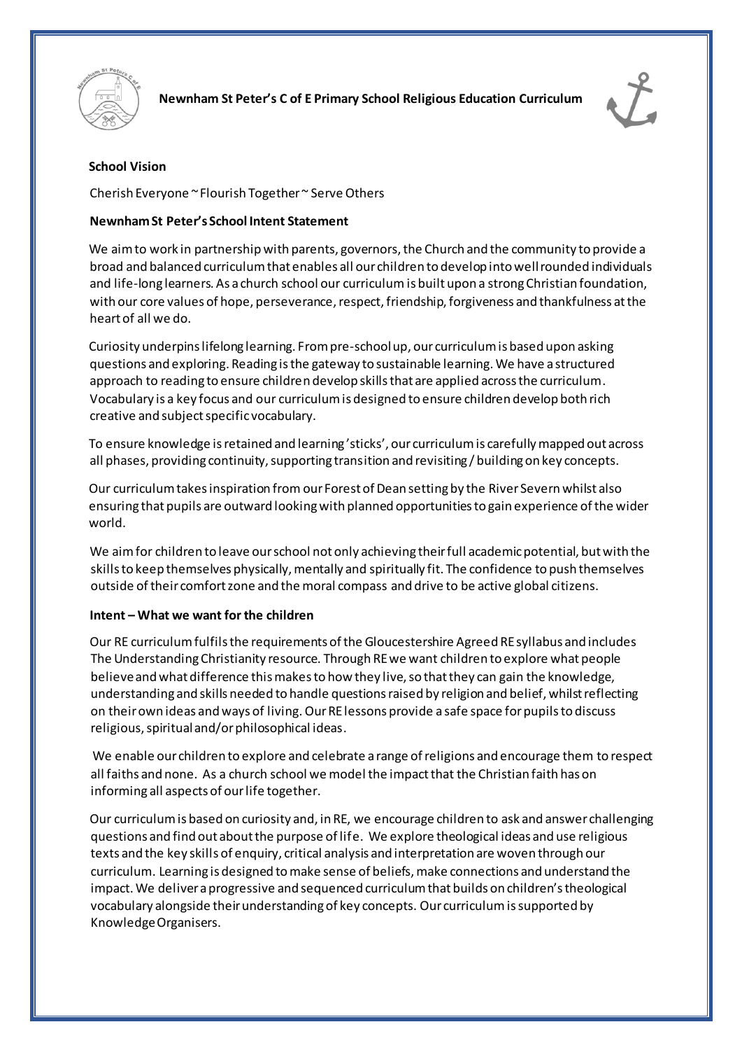# Newnham St Peter's C of E Primary School Religious Education Curriculum

**School Vision**

Cherish Everyone ~ Flourish Together ~ Serve Others

**Newnham St Peter's School Intent Statement**

We aim to work in partnership with parents, governors, the Church and the community to provide a broad and balanced curriculum that enables all our children to develop into well rounded individuals and life-long learners. As a church school our curriculum is built upon a strong Christian foundation, with our core values of hope, perseverance, respect, friendship, forgiveness and thankfulness at the heart of all we do.

Curiosity underpins lifelong learning. From pre-school up, our curriculum is based upon asking questions and exploring. Reading is the gateway to sustainable learning. We have a structured approach to reading to ensure children develop skills that are applied across the curriculum. Vocabulary is a key focus and our curriculum is designed to ensure children develop both rich creative and subject specific vocabulary.

To ensure knowledge is retained and learning 'sticks', our curriculum is carefully mapped out across all phases, providing continuity, supporting transition and revisiting / building on key concepts.

Our curriculum takes inspiration from our Forest of Dean setting by the River Severn whilst also ensuring that pupils are outward looking with planned opportunities to gain experience of the wider world.

We aim for children to leave our school not only achieving their full academic potential, but with the skills to keep themselves physically, mentally and spiritually fit. The confidence to push themselves outside of their comfort zone and the moral compass and drive to be active global citizens.

**Intent – What we want for the children**

Our RE curriculum fulfils the requirements of the Gloucestershire Agreed RE syllabus and includes The Understanding Christianity resource. Through RE we want children to explore what people believe and what difference this makes to how they live, so that they can gain the knowledge, understanding and skills needed to handle questions raised by religion and belief, whilst reflecting on their own ideas and ways of living. Our RE lessons provide a safe space for pupils to discuss religious, spiritual and/or philosophical ideas.

We enable our children to explore and celebrate a range of religions and encourage them to respect all faiths and none. As a church school we model the impact that the Christian faith has on informing all aspects of our life together.

Our curriculum is based on curiosity and, in RE, we encourage children to ask and answer challenging questions and find out about the purpose of life. We explore theological ideas and use religious texts and the key skills of enquiry, critical analysis and interpretation are woven through our curriculum. Learning is designed to make sense of beliefs, make connections and understand the impact. We deliver a progressive and sequenced curriculum that builds on children's theological vocabulary alongside their understanding of key concepts. Our curriculum is supported by Knowledge Organisers.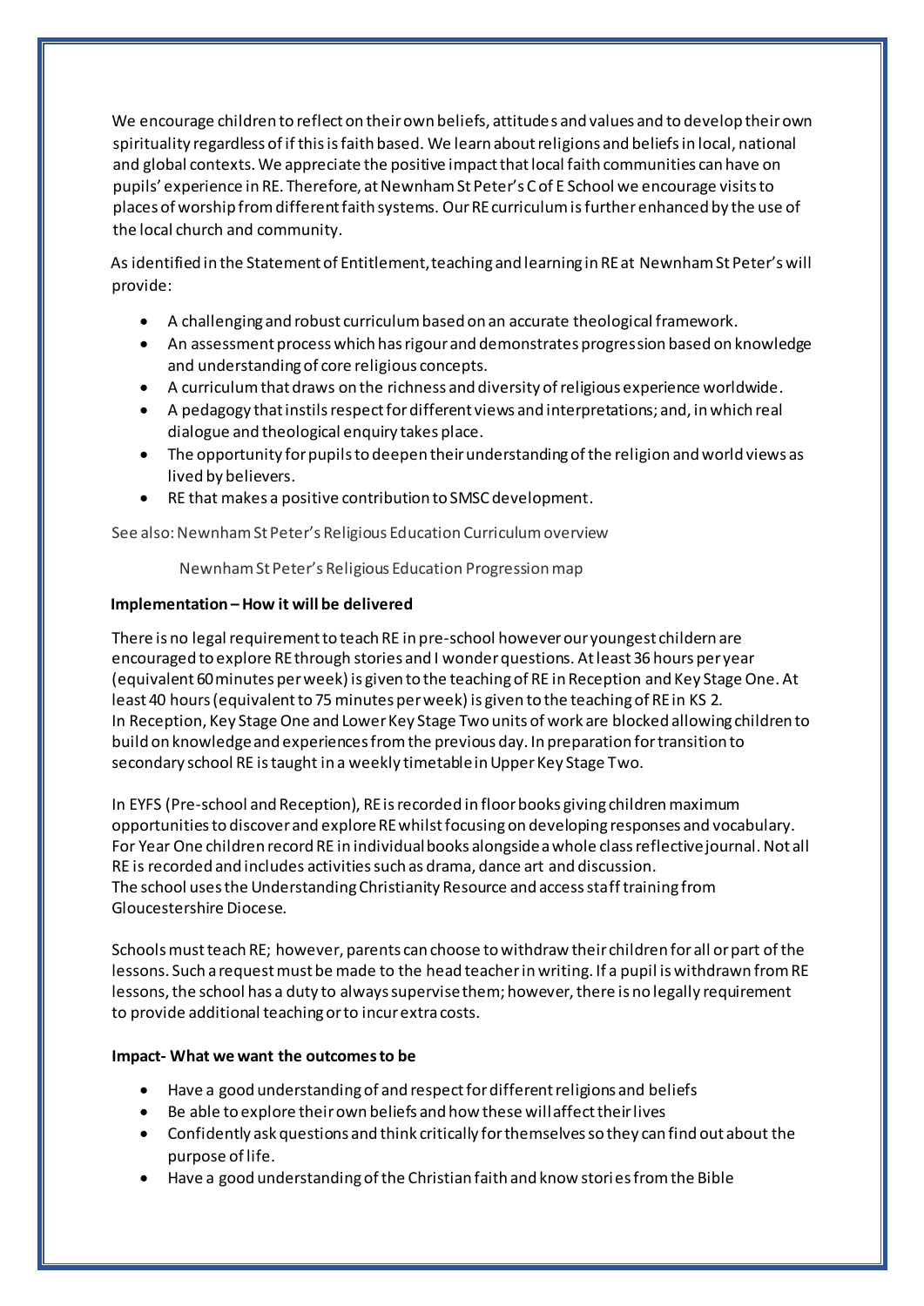We encourage children to reflect on their own beliefs, attitudes and values and to develop their own spirituality regardless of if this is faith based. We learn about religions and beliefs in local, national and global contexts. We appreciate the positive impact that local faith communities can have on pupils' experience in RE. Therefore, at Newnham St Peter's C of E School we encourage visits to places of worship from different faith systems. Our RE curriculum is further enhanced by the use of the local church and community.

As identified in the Statement of Entitlement, teaching and learning in RE at Newnham St Peter's will provide:

- A challenging and robust curriculum based on an accurate theological framework.
- An assessment process which has rigour and demonstrates progression based on knowledge and understanding of core religious concepts.
- A curriculum that draws on the richness and diversity of religious experience worldwide.
- A pedagogy that instils respect for different views and interpretations; and, in which real dialogue and theological enquiry takes place.
- The opportunity for pupils to deepen their understanding of the religion and world views as lived by believers.
- RE that makes a positive contribution to SMSC development.

See also: Newnham St Peter's Religious Education Curriculum overview

Newnham St Peter's Religious Education Progression map

**Implementation – How it will be delivered**

There is no legal requirement to teach RE in pre-school however our youngest childern are encouraged to explore RE through stories and I wonder questions. At least 36 hours per year (equivalent 60 minutes per week) is given to the teaching of RE in Reception and Key Stage One. At least 40 hours (equivalent to 75 minutes per week) is given to the teaching of RE in KS 2.
In Reception, Key Stage One and Lower Key Stage Two units of work are blocked allowing children to build on knowledge and experiences from the previous day. In preparation for transition to secondary school RE is taught in a weekly timetable in Upper Key Stage Two.

In EYFS (Pre-school and Reception), RE is recorded in floor books giving children maximum opportunities to discover and explore RE whilst focusing on developing responses and vocabulary. For Year One children record RE in individual books alongside a whole class reflective journal. Not all RE is recorded and includes activities such as drama, dance art and discussion.
The school uses the Understanding Christianity Resource and access staff training from Gloucestershire Diocese.

Schools must teach RE; however, parents can choose to withdraw their children for all or part of the lessons. Such a request must be made to the head teacher in writing. If a pupil is withdrawn from RE lessons, the school has a duty to always supervise them; however, there is no legally requirement to provide additional teaching or to incur extra costs.

**Impact- What we want the outcomes to be**

- Have a good understanding of and respect for different religions and beliefs
- Be able to explore their own beliefs and how these will affect their lives
- Confidently ask questions and think critically for themselves so they can find out about the purpose of life.
- Have a good understanding of the Christian faith and know stories from the Bible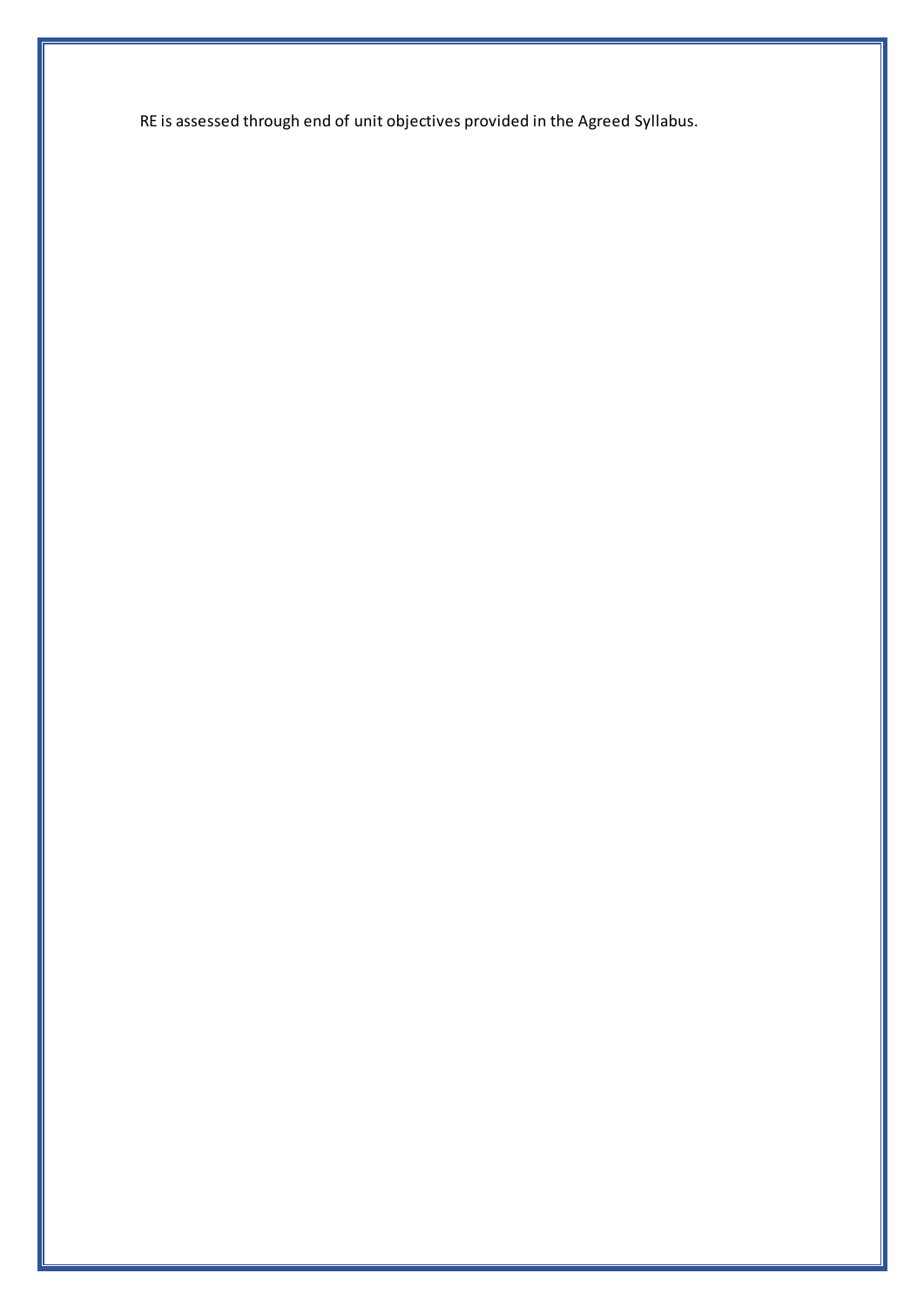RE is assessed through end of unit objectives provided in the Agreed Syllabus.